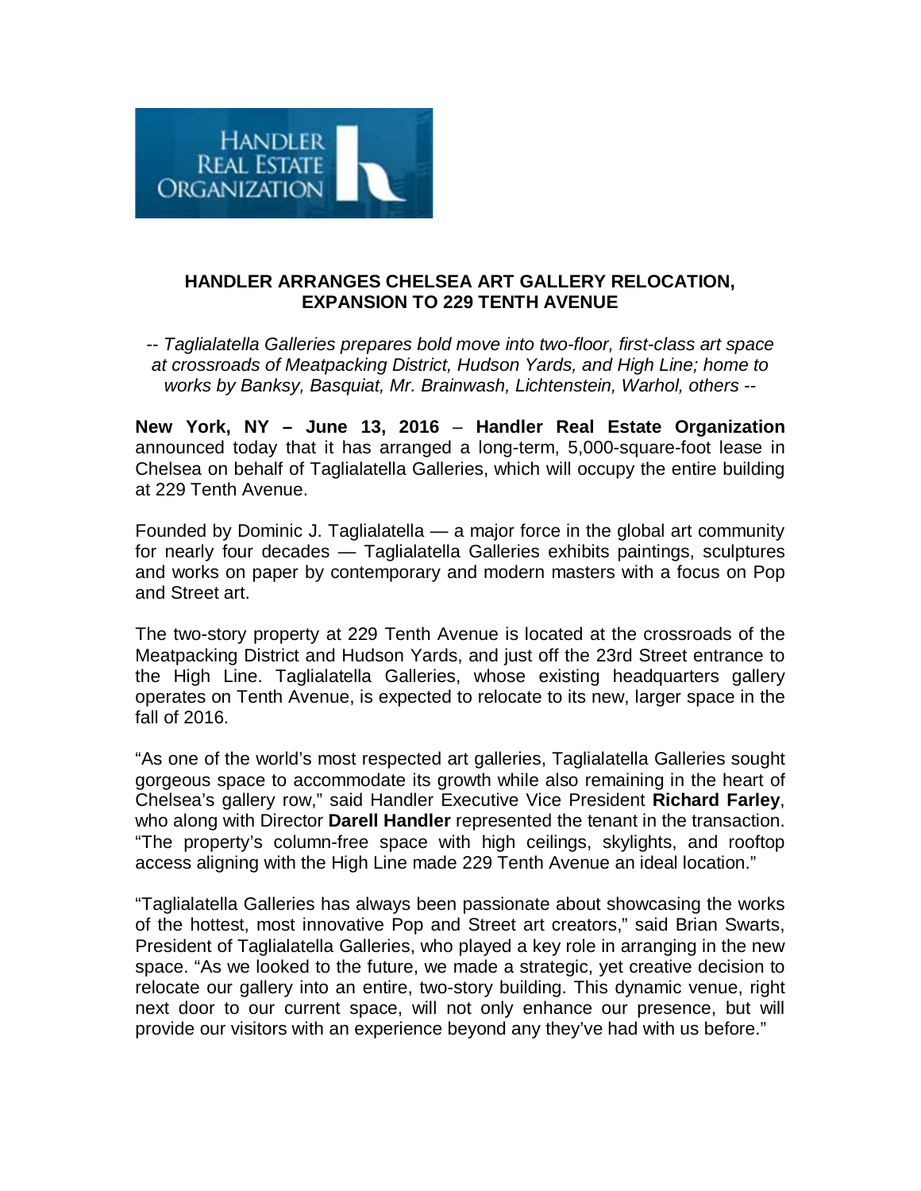## HANDLER ARRANGES CHELSEA ART GALLERY RELOCATION, EXPANSION TO 229 TENTH AVENUE

*-- Taglialatella Galleries prepares bold move into two-floor, first-class art space at crossroads of Meatpacking District, Hudson Yards, and High Line; home to works by Banksy, Basquiat, Mr. Brainwash, Lichtenstein, Warhol, others --*

**New York, NY – June 13, 2016** – **Handler Real Estate Organization** announced today that it has arranged a long-term, 5,000-square-foot lease in Chelsea on behalf of Taglialatella Galleries, which will occupy the entire building at 229 Tenth Avenue.

Founded by Dominic J. Taglialatella — a major force in the global art community for nearly four decades — Taglialatella Galleries exhibits paintings, sculptures and works on paper by contemporary and modern masters with a focus on Pop and Street art.

The two-story property at 229 Tenth Avenue is located at the crossroads of the Meatpacking District and Hudson Yards, and just off the 23rd Street entrance to the High Line. Taglialatella Galleries, whose existing headquarters gallery operates on Tenth Avenue, is expected to relocate to its new, larger space in the fall of 2016.

"As one of the world's most respected art galleries, Taglialatella Galleries sought gorgeous space to accommodate its growth while also remaining in the heart of Chelsea's gallery row," said Handler Executive Vice President **Richard Farley**, who along with Director **Darell Handler** represented the tenant in the transaction. "The property's column-free space with high ceilings, skylights, and rooftop access aligning with the High Line made 229 Tenth Avenue an ideal location."

"Taglialatella Galleries has always been passionate about showcasing the works of the hottest, most innovative Pop and Street art creators," said Brian Swarts, President of Taglialatella Galleries, who played a key role in arranging in the new space. "As we looked to the future, we made a strategic, yet creative decision to relocate our gallery into an entire, two-story building. This dynamic venue, right next door to our current space, will not only enhance our presence, but will provide our visitors with an experience beyond any they've had with us before."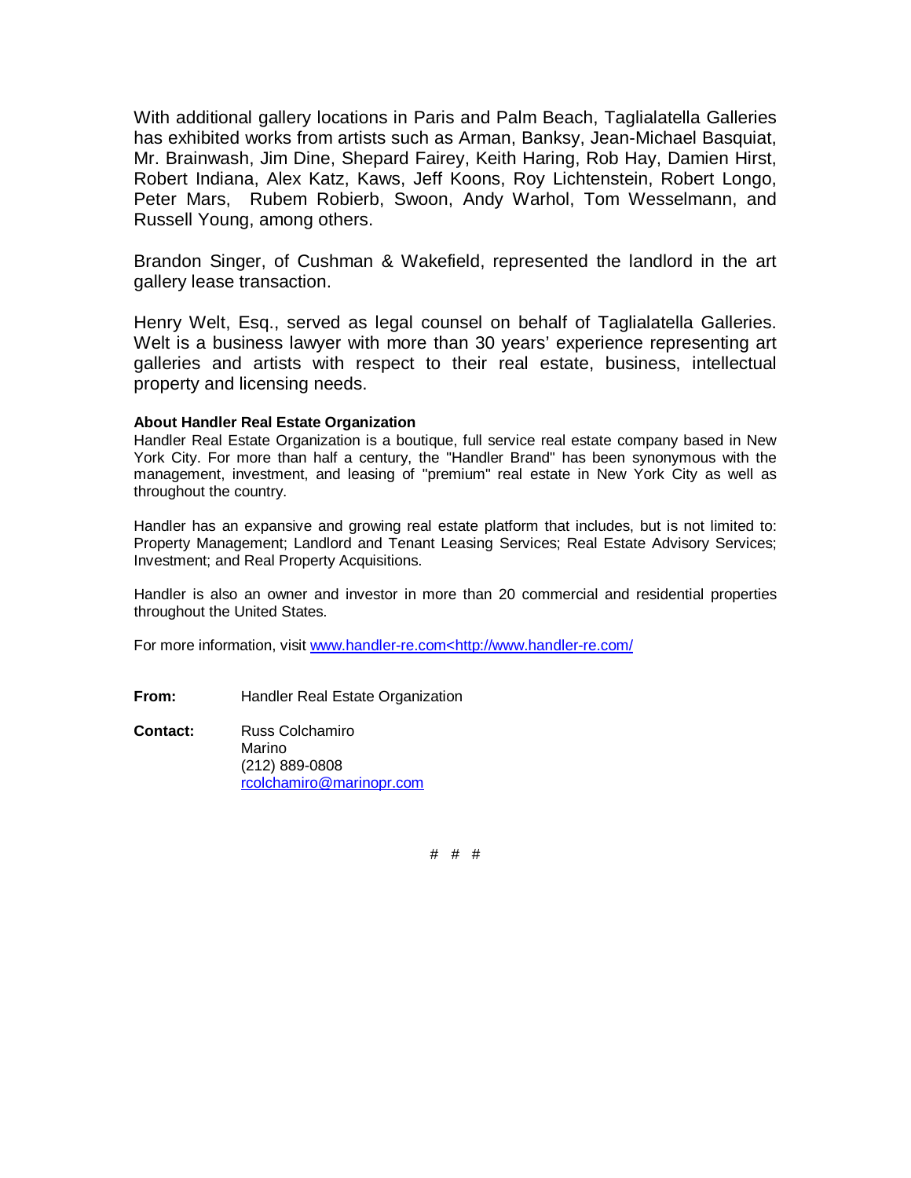With additional gallery locations in Paris and Palm Beach, Taglialatella Galleries has exhibited works from artists such as Arman, Banksy, Jean-Michael Basquiat, Mr. Brainwash, Jim Dine, Shepard Fairey, Keith Haring, Rob Hay, Damien Hirst, Robert Indiana, Alex Katz, Kaws, Jeff Koons, Roy Lichtenstein, Robert Longo, Peter Mars, Rubem Robierb, Swoon, Andy Warhol, Tom Wesselmann, and Russell Young, among others.

Brandon Singer, of Cushman & Wakefield, represented the landlord in the art gallery lease transaction.

Henry Welt, Esq., served as legal counsel on behalf of Taglialatella Galleries. Welt is a business lawyer with more than 30 years' experience representing art galleries and artists with respect to their real estate, business, intellectual property and licensing needs.

**About Handler Real Estate Organization**

Handler Real Estate Organization is a boutique, full service real estate company based in New York City. For more than half a century, the "Handler Brand" has been synonymous with the management, investment, and leasing of "premium" real estate in New York City as well as throughout the country.

Handler has an expansive and growing real estate platform that includes, but is not limited to: Property Management; Landlord and Tenant Leasing Services; Real Estate Advisory Services; Investment; and Real Property Acquisitions.

Handler is also an owner and investor in more than 20 commercial and residential properties throughout the United States.

For more information, visit www.handler-re.com<http://www.handler-re.com/

**From:** Handler Real Estate Organization

**Contact:** Russ Colchamiro
Marino
(212) 889-0808
rcolchamiro@marinopr.com

# # #